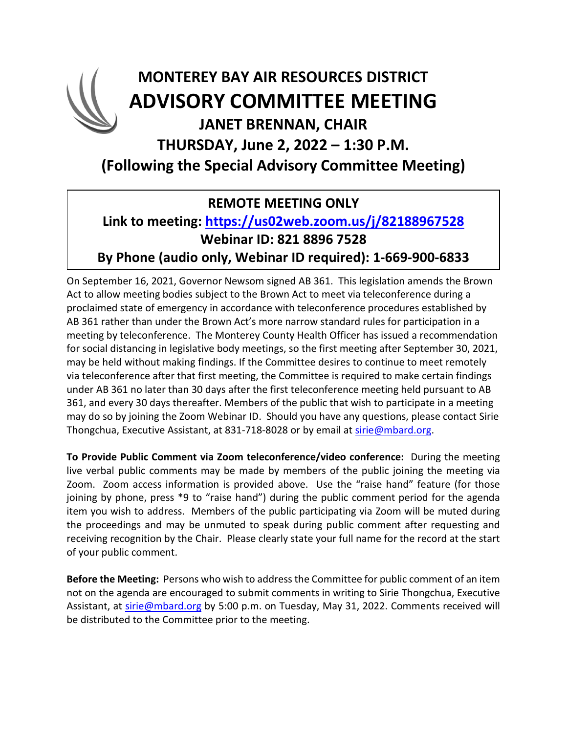# MONTEREY BAY AIR RESOURCES DISTRICT

# ADVISORY COMMITTEE MEETING

## JANET BRENNAN, CHAIR

## THURSDAY, June 2, 2022 – 1:30 P.M.

## (Following the Special Advisory Committee Meeting)

**REMOTE MEETING ONLY**

**Link to meeting: [https://us02web.zoom.us/j/82188967528](https://us02web.zoom.us/j/82188967528)**

**Webinar ID: 821 8896 7528**

**By Phone (audio only, Webinar ID required): 1-669-900-6833**

On September 16, 2021, Governor Newsom signed AB 361. This legislation amends the Brown Act to allow meeting bodies subject to the Brown Act to meet via teleconference during a proclaimed state of emergency in accordance with teleconference procedures established by AB 361 rather than under the Brown Act's more narrow standard rules for participation in a meeting by teleconference. The Monterey County Health Officer has issued a recommendation for social distancing in legislative body meetings, so the first meeting after September 30, 2021, may be held without making findings. If the Committee desires to continue to meet remotely via teleconference after that first meeting, the Committee is required to make certain findings under AB 361 no later than 30 days after the first teleconference meeting held pursuant to AB 361, and every 30 days thereafter. Members of the public that wish to participate in a meeting may do so by joining the Zoom Webinar ID. Should you have any questions, please contact Sirie Thongchua, Executive Assistant, at 831-718-8028 or by email at [sirie@mbard.org](mailto:sirie@mbard.org).

**To Provide Public Comment via Zoom teleconference/video conference:** During the meeting live verbal public comments may be made by members of the public joining the meeting via Zoom. Zoom access information is provided above. Use the "raise hand" feature (for those joining by phone, press *9 to "raise hand") during the public comment period for the agenda item you wish to address. Members of the public participating via Zoom will be muted during the proceedings and may be unmuted to speak during public comment after requesting and receiving recognition by the Chair. Please clearly state your full name for the record at the start of your public comment.

**Before the Meeting:** Persons who wish to address the Committee for public comment of an item not on the agenda are encouraged to submit comments in writing to Sirie Thongchua, Executive Assistant, at [sirie@mbard.org](mailto:sirie@mbard.org) by 5:00 p.m. on Tuesday, May 31, 2022. Comments received will be distributed to the Committee prior to the meeting.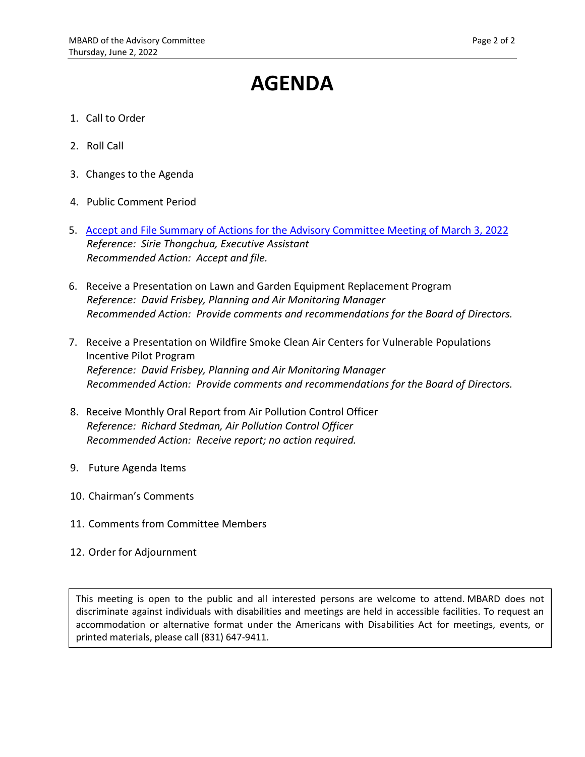# AGENDA

1. Call to Order

2. Roll Call

3. Changes to the Agenda

4. Public Comment Period

5. Accept and File Summary of Actions for the Advisory Committee Meeting of March 3, 2022
   *Reference: Sirie Thongchua, Executive Assistant*
   *Recommended Action: Accept and file.*

6. Receive a Presentation on Lawn and Garden Equipment Replacement Program
   *Reference: David Frisbey, Planning and Air Monitoring Manager*
   *Recommended Action: Provide comments and recommendations for the Board of Directors.*

7. Receive a Presentation on Wildfire Smoke Clean Air Centers for Vulnerable Populations Incentive Pilot Program
   *Reference: David Frisbey, Planning and Air Monitoring Manager*
   *Recommended Action: Provide comments and recommendations for the Board of Directors.*

8. Receive Monthly Oral Report from Air Pollution Control Officer
   *Reference: Richard Stedman, Air Pollution Control Officer*
   *Recommended Action: Receive report; no action required.*

9. Future Agenda Items

10. Chairman's Comments

11. Comments from Committee Members

12. Order for Adjournment

This meeting is open to the public and all interested persons are welcome to attend. MBARD does not discriminate against individuals with disabilities and meetings are held in accessible facilities. To request an accommodation or alternative format under the Americans with Disabilities Act for meetings, events, or printed materials, please call (831) 647-9411.